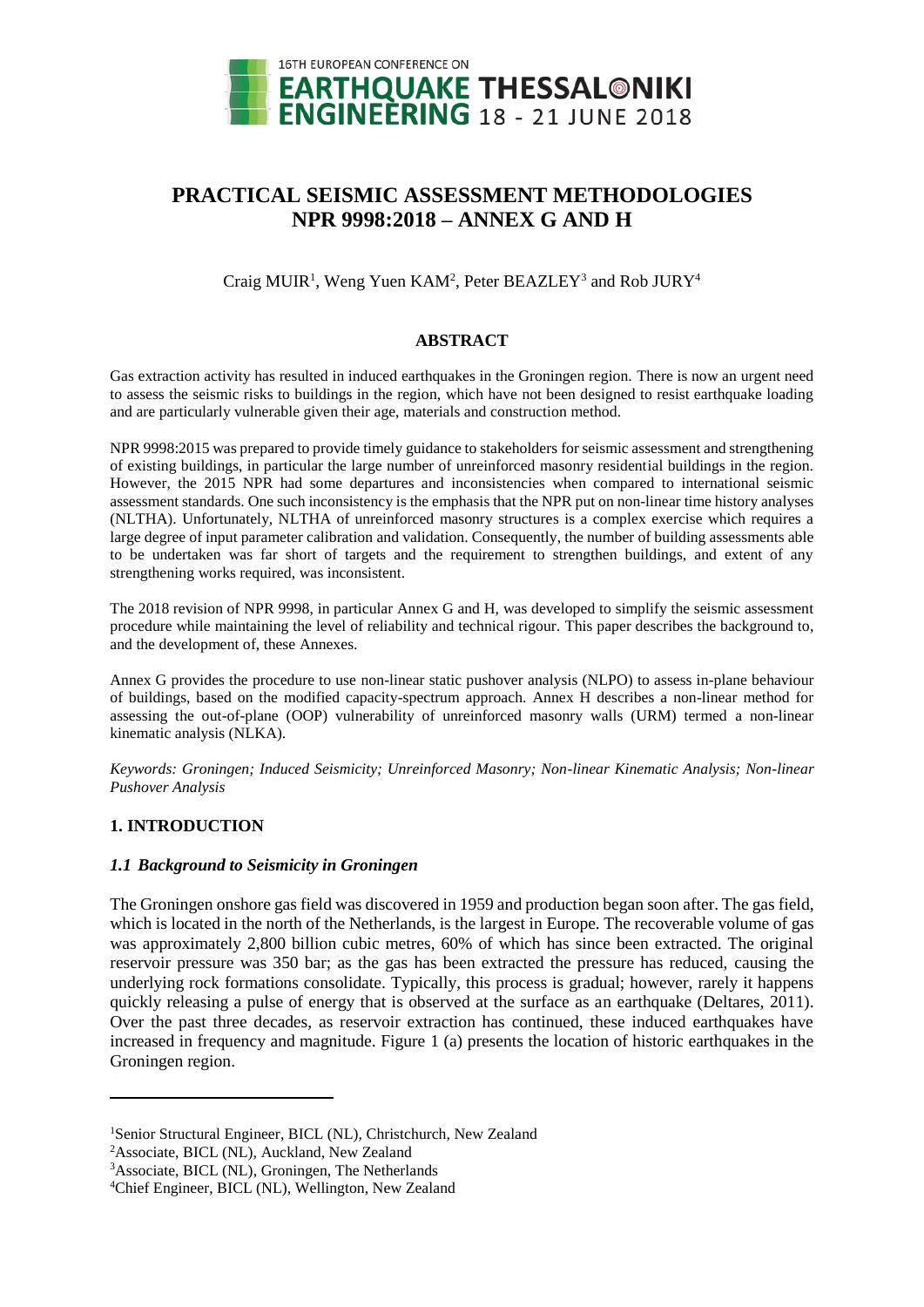# PRACTICAL SEISMIC ASSESSMENT METHODOLOGIES NPR 9998:2018 – ANNEX G AND H

Craig MUIR[1], Weng Yuen KAM[2], Peter BEAZLEY[3] and Rob JURY[4]

## ABSTRACT

Gas extraction activity has resulted in induced earthquakes in the Groningen region. There is now an urgent need to assess the seismic risks to buildings in the region, which have not been designed to resist earthquake loading and are particularly vulnerable given their age, materials and construction method.

NPR 9998:2015 was prepared to provide timely guidance to stakeholders for seismic assessment and strengthening of existing buildings, in particular the large number of unreinforced masonry residential buildings in the region. However, the 2015 NPR had some departures and inconsistencies when compared to international seismic assessment standards. One such inconsistency is the emphasis that the NPR put on non-linear time history analyses (NLTHA). Unfortunately, NLTHA of unreinforced masonry structures is a complex exercise which requires a large degree of input parameter calibration and validation. Consequently, the number of building assessments able to be undertaken was far short of targets and the requirement to strengthen buildings, and extent of any strengthening works required, was inconsistent.

The 2018 revision of NPR 9998, in particular Annex G and H, was developed to simplify the seismic assessment procedure while maintaining the level of reliability and technical rigour. This paper describes the background to, and the development of, these Annexes.

Annex G provides the procedure to use non-linear static pushover analysis (NLPO) to assess in-plane behaviour of buildings, based on the modified capacity-spectrum approach. Annex H describes a non-linear method for assessing the out-of-plane (OOP) vulnerability of unreinforced masonry walls (URM) termed a non-linear kinematic analysis (NLKA).

*Keywords: Groningen; Induced Seismicity; Unreinforced Masonry; Non-linear Kinematic Analysis; Non-linear Pushover Analysis*

## 1. INTRODUCTION

### *1.1 Background to Seismicity in Groningen*

The Groningen onshore gas field was discovered in 1959 and production began soon after. The gas field, which is located in the north of the Netherlands, is the largest in Europe. The recoverable volume of gas was approximately 2,800 billion cubic metres, 60% of which has since been extracted. The original reservoir pressure was 350 bar; as the gas has been extracted the pressure has reduced, causing the underlying rock formations consolidate. Typically, this process is gradual; however, rarely it happens quickly releasing a pulse of energy that is observed at the surface as an earthquake (Deltares, 2011). Over the past three decades, as reservoir extraction has continued, these induced earthquakes have increased in frequency and magnitude. Figure 1 (a) presents the location of historic earthquakes in the Groningen region.

---

[1]Senior Structural Engineer, BICL (NL), Christchurch, New Zealand

[2]Associate, BICL (NL), Auckland, New Zealand

[3]Associate, BICL (NL), Groningen, The Netherlands

[4]Chief Engineer, BICL (NL), Wellington, New Zealand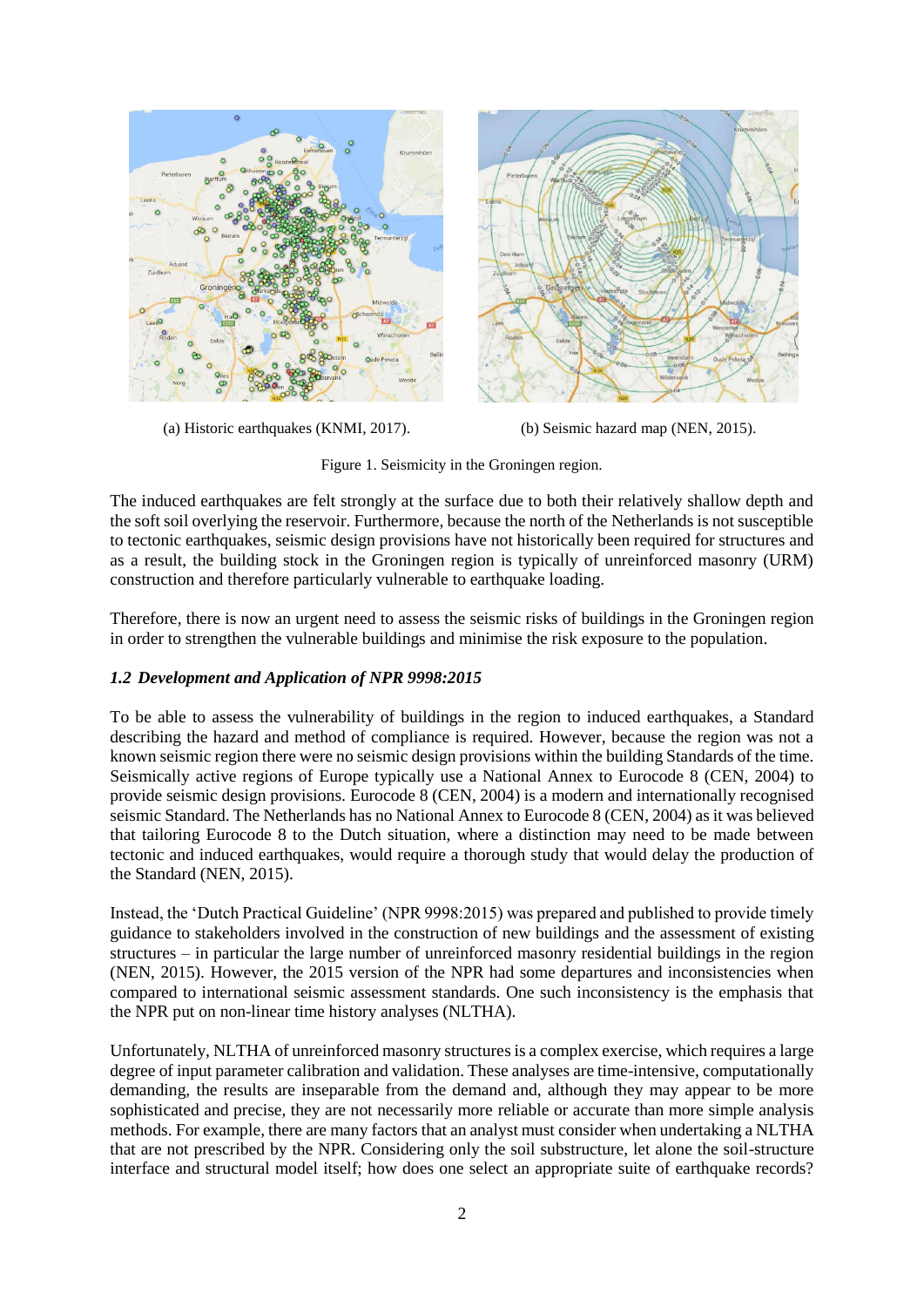(a) Historic earthquakes (KNMI, 2017).

(b) Seismic hazard map (NEN, 2015).

Figure 1. Seismicity in the Groningen region.

The induced earthquakes are felt strongly at the surface due to both their relatively shallow depth and the soft soil overlying the reservoir. Furthermore, because the north of the Netherlands is not susceptible to tectonic earthquakes, seismic design provisions have not historically been required for structures and as a result, the building stock in the Groningen region is typically of unreinforced masonry (URM) construction and therefore particularly vulnerable to earthquake loading.

Therefore, there is now an urgent need to assess the seismic risks of buildings in the Groningen region in order to strengthen the vulnerable buildings and minimise the risk exposure to the population.

### *1.2 Development and Application of NPR 9998:2015*

To be able to assess the vulnerability of buildings in the region to induced earthquakes, a Standard describing the hazard and method of compliance is required. However, because the region was not a known seismic region there were no seismic design provisions within the building Standards of the time. Seismically active regions of Europe typically use a National Annex to Eurocode 8 (CEN, 2004) to provide seismic design provisions. Eurocode 8 (CEN, 2004) is a modern and internationally recognised seismic Standard. The Netherlands has no National Annex to Eurocode 8 (CEN, 2004) as it was believed that tailoring Eurocode 8 to the Dutch situation, where a distinction may need to be made between tectonic and induced earthquakes, would require a thorough study that would delay the production of the Standard (NEN, 2015).

Instead, the 'Dutch Practical Guideline' (NPR 9998:2015) was prepared and published to provide timely guidance to stakeholders involved in the construction of new buildings and the assessment of existing structures – in particular the large number of unreinforced masonry residential buildings in the region (NEN, 2015). However, the 2015 version of the NPR had some departures and inconsistencies when compared to international seismic assessment standards. One such inconsistency is the emphasis that the NPR put on non-linear time history analyses (NLTHA).

Unfortunately, NLTHA of unreinforced masonry structures is a complex exercise, which requires a large degree of input parameter calibration and validation. These analyses are time-intensive, computationally demanding, the results are inseparable from the demand and, although they may appear to be more sophisticated and precise, they are not necessarily more reliable or accurate than more simple analysis methods. For example, there are many factors that an analyst must consider when undertaking a NLTHA that are not prescribed by the NPR. Considering only the soil substructure, let alone the soil-structure interface and structural model itself; how does one select an appropriate suite of earthquake records?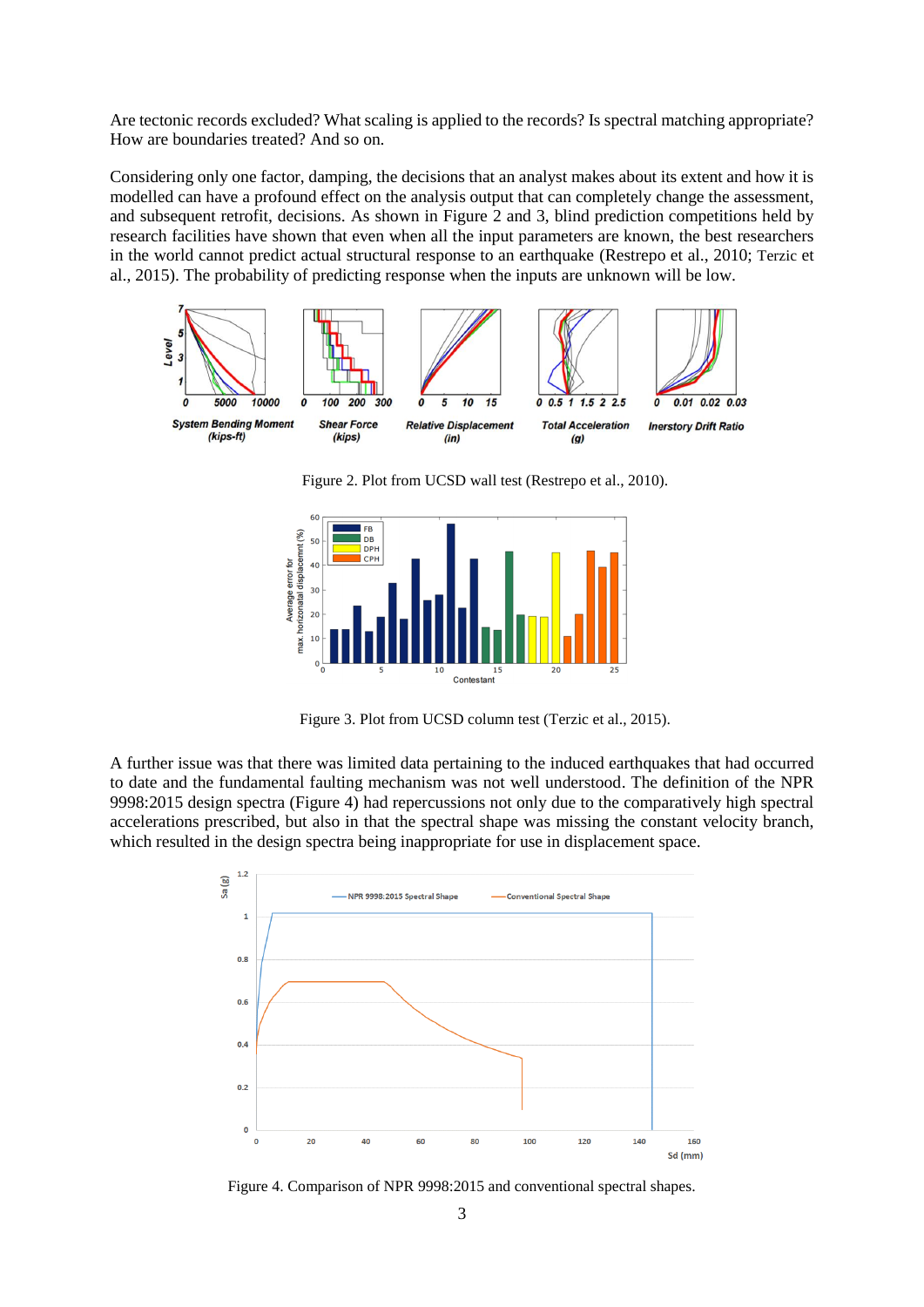Are tectonic records excluded? What scaling is applied to the records? Is spectral matching appropriate? How are boundaries treated? And so on.

Considering only one factor, damping, the decisions that an analyst makes about its extent and how it is modelled can have a profound effect on the analysis output that can completely change the assessment, and subsequent retrofit, decisions. As shown in Figure 2 and 3, blind prediction competitions held by research facilities have shown that even when all the input parameters are known, the best researchers in the world cannot predict actual structural response to an earthquake (Restrepo et al., 2010; Terzic et al., 2015). The probability of predicting response when the inputs are unknown will be low.

Figure 2. Plot from UCSD wall test (Restrepo et al., 2010).

Figure 3. Plot from UCSD column test (Terzic et al., 2015).

A further issue was that there was limited data pertaining to the induced earthquakes that had occurred to date and the fundamental faulting mechanism was not well understood. The definition of the NPR 9998:2015 design spectra (Figure 4) had repercussions not only due to the comparatively high spectral accelerations prescribed, but also in that the spectral shape was missing the constant velocity branch, which resulted in the design spectra being inappropriate for use in displacement space.

Figure 4. Comparison of NPR 9998:2015 and conventional spectral shapes.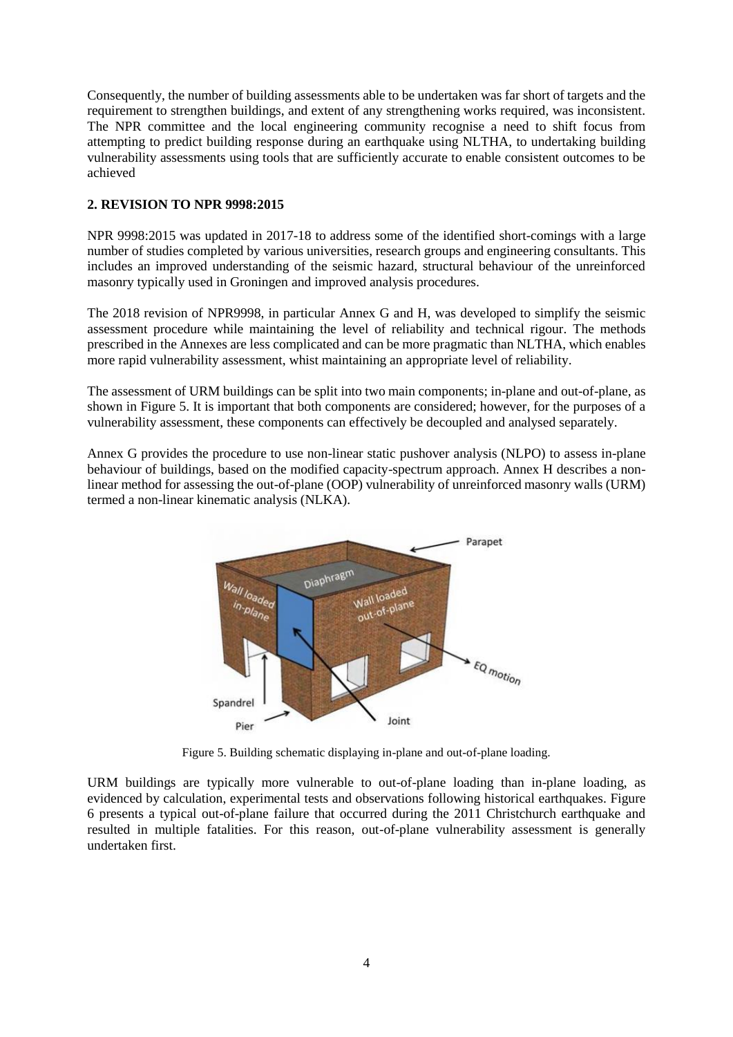Consequently, the number of building assessments able to be undertaken was far short of targets and the requirement to strengthen buildings, and extent of any strengthening works required, was inconsistent. The NPR committee and the local engineering community recognise a need to shift focus from attempting to predict building response during an earthquake using NLTHA, to undertaking building vulnerability assessments using tools that are sufficiently accurate to enable consistent outcomes to be achieved

## 2. REVISION TO NPR 9998:2015

NPR 9998:2015 was updated in 2017-18 to address some of the identified short-comings with a large number of studies completed by various universities, research groups and engineering consultants. This includes an improved understanding of the seismic hazard, structural behaviour of the unreinforced masonry typically used in Groningen and improved analysis procedures.

The 2018 revision of NPR9998, in particular Annex G and H, was developed to simplify the seismic assessment procedure while maintaining the level of reliability and technical rigour. The methods prescribed in the Annexes are less complicated and can be more pragmatic than NLTHA, which enables more rapid vulnerability assessment, whist maintaining an appropriate level of reliability.

The assessment of URM buildings can be split into two main components; in-plane and out-of-plane, as shown in Figure 5. It is important that both components are considered; however, for the purposes of a vulnerability assessment, these components can effectively be decoupled and analysed separately.

Annex G provides the procedure to use non-linear static pushover analysis (NLPO) to assess in-plane behaviour of buildings, based on the modified capacity-spectrum approach. Annex H describes a non-linear method for assessing the out-of-plane (OOP) vulnerability of unreinforced masonry walls (URM) termed a non-linear kinematic analysis (NLKA).

Figure 5. Building schematic displaying in-plane and out-of-plane loading.

URM buildings are typically more vulnerable to out-of-plane loading than in-plane loading, as evidenced by calculation, experimental tests and observations following historical earthquakes. Figure 6 presents a typical out-of-plane failure that occurred during the 2011 Christchurch earthquake and resulted in multiple fatalities. For this reason, out-of-plane vulnerability assessment is generally undertaken first.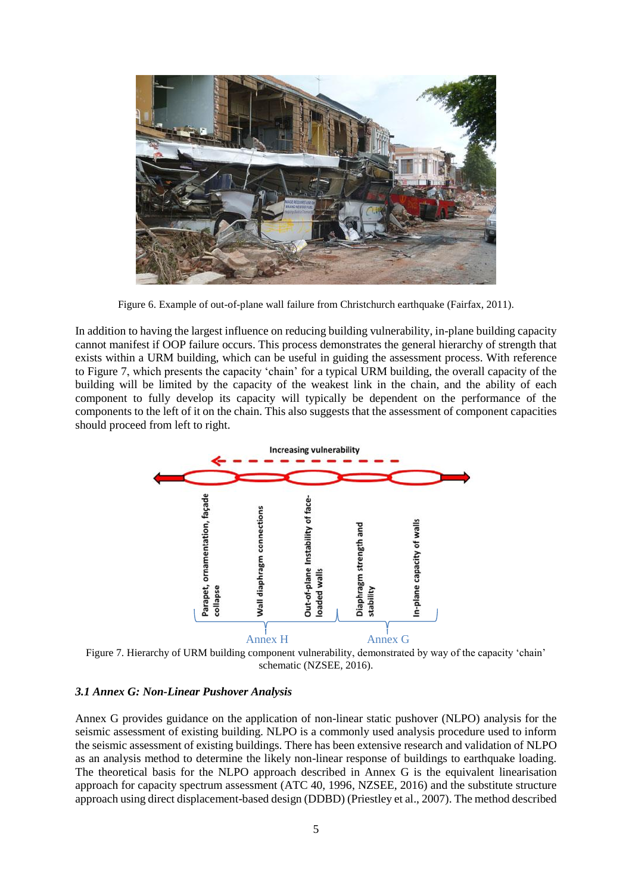Figure 6. Example of out-of-plane wall failure from Christchurch earthquake (Fairfax, 2011).

In addition to having the largest influence on reducing building vulnerability, in-plane building capacity cannot manifest if OOP failure occurs. This process demonstrates the general hierarchy of strength that exists within a URM building, which can be useful in guiding the assessment process. With reference to Figure 7, which presents the capacity 'chain' for a typical URM building, the overall capacity of the building will be limited by the capacity of the weakest link in the chain, and the ability of each component to fully develop its capacity will typically be dependent on the performance of the components to the left of it on the chain. This also suggests that the assessment of component capacities should proceed from left to right.

Figure 7. Hierarchy of URM building component vulnerability, demonstrated by way of the capacity 'chain' schematic (NZSEE, 2016).

### *3.1 Annex G: Non-Linear Pushover Analysis*

Annex G provides guidance on the application of non-linear static pushover (NLPO) analysis for the seismic assessment of existing building. NLPO is a commonly used analysis procedure used to inform the seismic assessment of existing buildings. There has been extensive research and validation of NLPO as an analysis method to determine the likely non-linear response of buildings to earthquake loading. The theoretical basis for the NLPO approach described in Annex G is the equivalent linearisation approach for capacity spectrum assessment (ATC 40, 1996, NZSEE, 2016) and the substitute structure approach using direct displacement-based design (DDBD) (Priestley et al., 2007). The method described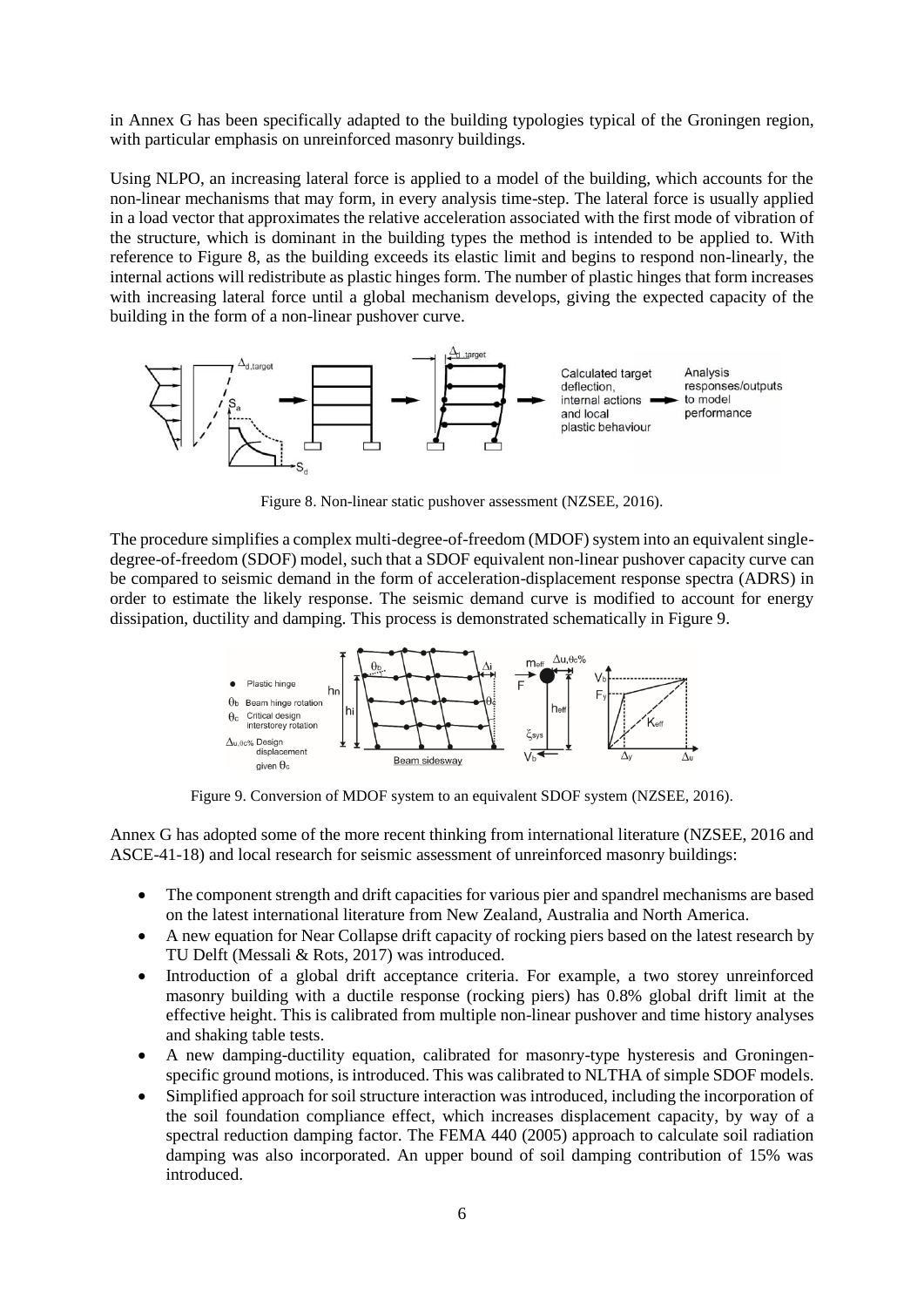in Annex G has been specifically adapted to the building typologies typical of the Groningen region, with particular emphasis on unreinforced masonry buildings.

Using NLPO, an increasing lateral force is applied to a model of the building, which accounts for the non-linear mechanisms that may form, in every analysis time-step. The lateral force is usually applied in a load vector that approximates the relative acceleration associated with the first mode of vibration of the structure, which is dominant in the building types the method is intended to be applied to. With reference to Figure 8, as the building exceeds its elastic limit and begins to respond non-linearly, the internal actions will redistribute as plastic hinges form. The number of plastic hinges that form increases with increasing lateral force until a global mechanism develops, giving the expected capacity of the building in the form of a non-linear pushover curve.

Figure 8. Non-linear static pushover assessment (NZSEE, 2016).

The procedure simplifies a complex multi-degree-of-freedom (MDOF) system into an equivalent single-degree-of-freedom (SDOF) model, such that a SDOF equivalent non-linear pushover capacity curve can be compared to seismic demand in the form of acceleration-displacement response spectra (ADRS) in order to estimate the likely response. The seismic demand curve is modified to account for energy dissipation, ductility and damping. This process is demonstrated schematically in Figure 9.

Figure 9. Conversion of MDOF system to an equivalent SDOF system (NZSEE, 2016).

Annex G has adopted some of the more recent thinking from international literature (NZSEE, 2016 and ASCE-41-18) and local research for seismic assessment of unreinforced masonry buildings:

- The component strength and drift capacities for various pier and spandrel mechanisms are based on the latest international literature from New Zealand, Australia and North America.
- A new equation for Near Collapse drift capacity of rocking piers based on the latest research by TU Delft (Messali & Rots, 2017) was introduced.
- Introduction of a global drift acceptance criteria. For example, a two storey unreinforced masonry building with a ductile response (rocking piers) has 0.8% global drift limit at the effective height. This is calibrated from multiple non-linear pushover and time history analyses and shaking table tests.
- A new damping-ductility equation, calibrated for masonry-type hysteresis and Groningen-specific ground motions, is introduced. This was calibrated to NLTHA of simple SDOF models.
- Simplified approach for soil structure interaction was introduced, including the incorporation of the soil foundation compliance effect, which increases displacement capacity, by way of a spectral reduction damping factor. The FEMA 440 (2005) approach to calculate soil radiation damping was also incorporated. An upper bound of soil damping contribution of 15% was introduced.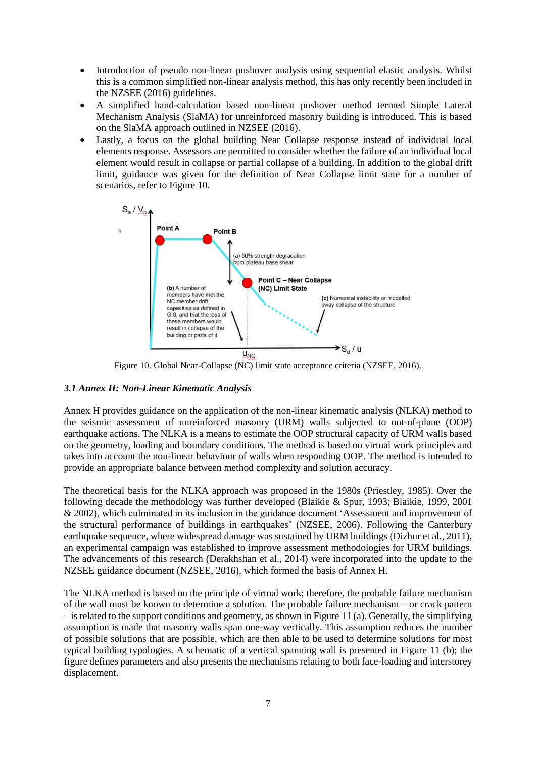- Introduction of pseudo non-linear pushover analysis using sequential elastic analysis. Whilst this is a common simplified non-linear analysis method, this has only recently been included in the NZSEE (2016) guidelines.
- A simplified hand-calculation based non-linear pushover method termed Simple Lateral Mechanism Analysis (SlaMA) for unreinforced masonry building is introduced. This is based on the SlaMA approach outlined in NZSEE (2016).
- Lastly, a focus on the global building Near Collapse response instead of individual local elements response. Assessors are permitted to consider whether the failure of an individual local element would result in collapse or partial collapse of a building. In addition to the global drift limit, guidance was given for the definition of Near Collapse limit state for a number of scenarios, refer to Figure 10.

Figure 10. Global Near-Collapse (NC) limit state acceptance criteria (NZSEE, 2016).

### *3.1 Annex H: Non-Linear Kinematic Analysis*

Annex H provides guidance on the application of the non-linear kinematic analysis (NLKA) method to the seismic assessment of unreinforced masonry (URM) walls subjected to out-of-plane (OOP) earthquake actions. The NLKA is a means to estimate the OOP structural capacity of URM walls based on the geometry, loading and boundary conditions. The method is based on virtual work principles and takes into account the non-linear behaviour of walls when responding OOP. The method is intended to provide an appropriate balance between method complexity and solution accuracy.

The theoretical basis for the NLKA approach was proposed in the 1980s (Priestley, 1985). Over the following decade the methodology was further developed (Blaikie & Spur, 1993; Blaikie, 1999, 2001 & 2002), which culminated in its inclusion in the guidance document 'Assessment and improvement of the structural performance of buildings in earthquakes' (NZSEE, 2006). Following the Canterbury earthquake sequence, where widespread damage was sustained by URM buildings (Dizhur et al., 2011), an experimental campaign was established to improve assessment methodologies for URM buildings. The advancements of this research (Derakhshan et al., 2014) were incorporated into the update to the NZSEE guidance document (NZSEE, 2016), which formed the basis of Annex H.

The NLKA method is based on the principle of virtual work; therefore, the probable failure mechanism of the wall must be known to determine a solution. The probable failure mechanism – or crack pattern – is related to the support conditions and geometry, as shown in Figure 11 (a). Generally, the simplifying assumption is made that masonry walls span one-way vertically. This assumption reduces the number of possible solutions that are possible, which are then able to be used to determine solutions for most typical building typologies. A schematic of a vertical spanning wall is presented in Figure 11 (b); the figure defines parameters and also presents the mechanisms relating to both face-loading and interstorey displacement.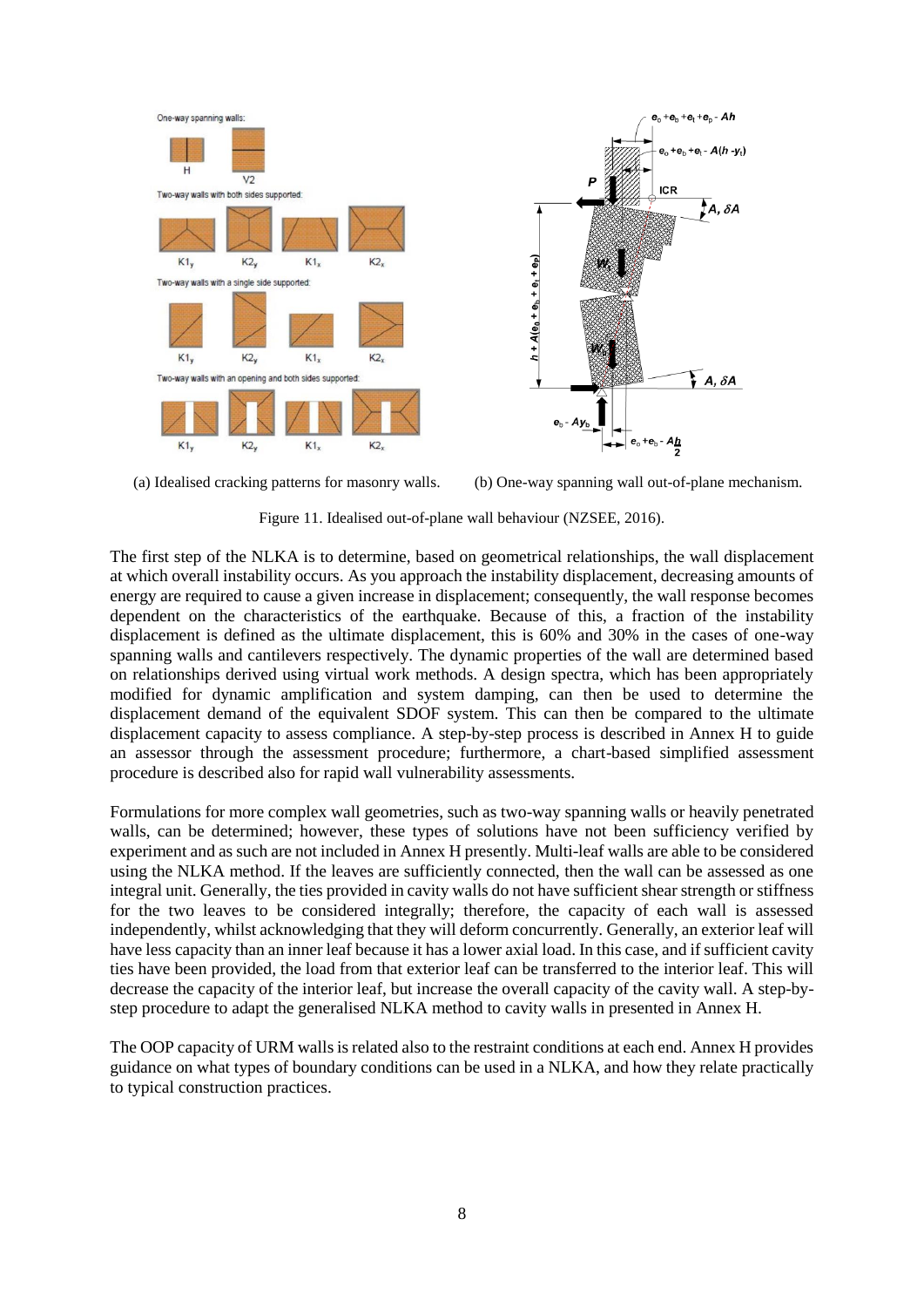(a) Idealised cracking patterns for masonry walls.

(b) One-way spanning wall out-of-plane mechanism.

Figure 11. Idealised out-of-plane wall behaviour (NZSEE, 2016).

The first step of the NLKA is to determine, based on geometrical relationships, the wall displacement at which overall instability occurs. As you approach the instability displacement, decreasing amounts of energy are required to cause a given increase in displacement; consequently, the wall response becomes dependent on the characteristics of the earthquake. Because of this, a fraction of the instability displacement is defined as the ultimate displacement, this is 60% and 30% in the cases of one-way spanning walls and cantilevers respectively. The dynamic properties of the wall are determined based on relationships derived using virtual work methods. A design spectra, which has been appropriately modified for dynamic amplification and system damping, can then be used to determine the displacement demand of the equivalent SDOF system. This can then be compared to the ultimate displacement capacity to assess compliance. A step-by-step process is described in Annex H to guide an assessor through the assessment procedure; furthermore, a chart-based simplified assessment procedure is described also for rapid wall vulnerability assessments.

Formulations for more complex wall geometries, such as two-way spanning walls or heavily penetrated walls, can be determined; however, these types of solutions have not been sufficiency verified by experiment and as such are not included in Annex H presently. Multi-leaf walls are able to be considered using the NLKA method. If the leaves are sufficiently connected, then the wall can be assessed as one integral unit. Generally, the ties provided in cavity walls do not have sufficient shear strength or stiffness for the two leaves to be considered integrally; therefore, the capacity of each wall is assessed independently, whilst acknowledging that they will deform concurrently. Generally, an exterior leaf will have less capacity than an inner leaf because it has a lower axial load. In this case, and if sufficient cavity ties have been provided, the load from that exterior leaf can be transferred to the interior leaf. This will decrease the capacity of the interior leaf, but increase the overall capacity of the cavity wall. A step-by-step procedure to adapt the generalised NLKA method to cavity walls in presented in Annex H.

The OOP capacity of URM walls is related also to the restraint conditions at each end. Annex H provides guidance on what types of boundary conditions can be used in a NLKA, and how they relate practically to typical construction practices.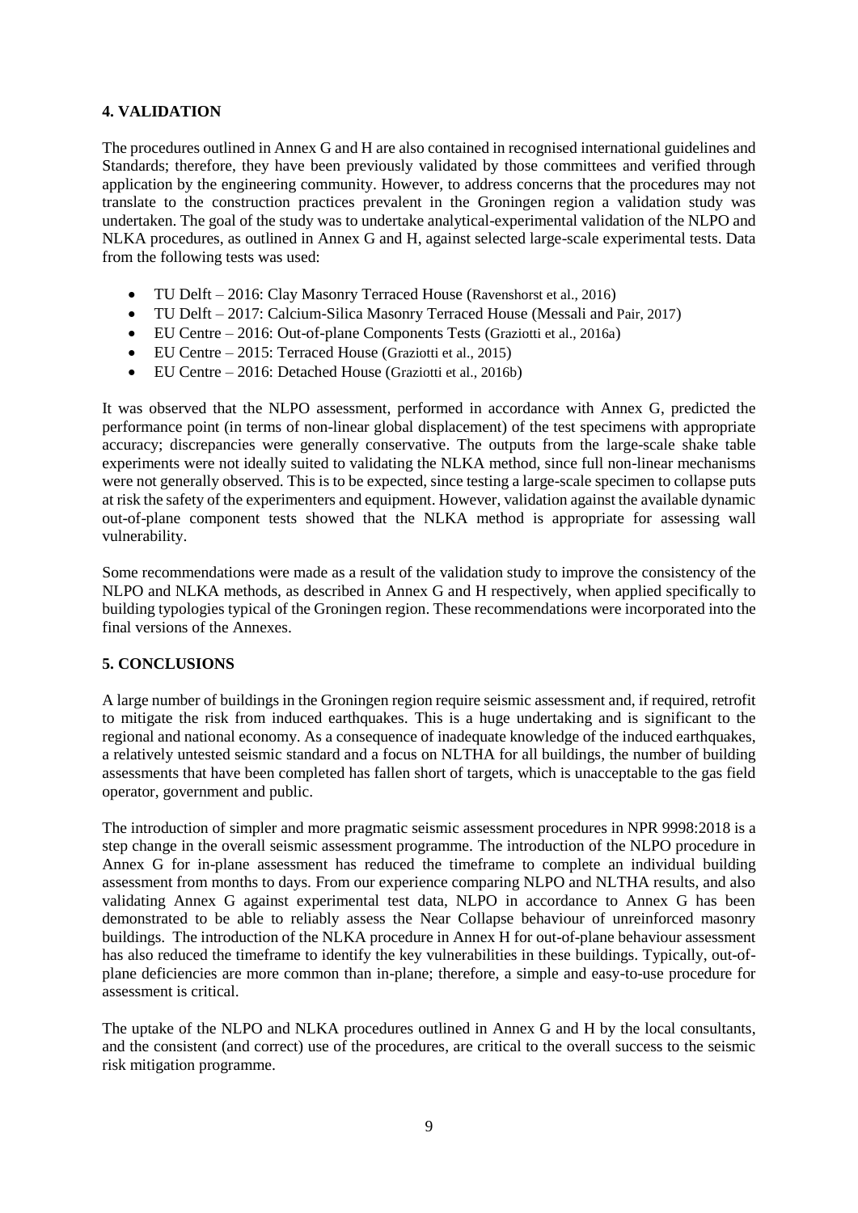## 4. VALIDATION

The procedures outlined in Annex G and H are also contained in recognised international guidelines and Standards; therefore, they have been previously validated by those committees and verified through application by the engineering community. However, to address concerns that the procedures may not translate to the construction practices prevalent in the Groningen region a validation study was undertaken. The goal of the study was to undertake analytical-experimental validation of the NLPO and NLKA procedures, as outlined in Annex G and H, against selected large-scale experimental tests. Data from the following tests was used:

- TU Delft – 2016: Clay Masonry Terraced House (Ravenshorst et al., 2016)
- TU Delft – 2017: Calcium-Silica Masonry Terraced House (Messali and Pair, 2017)
- EU Centre – 2016: Out-of-plane Components Tests (Graziotti et al., 2016a)
- EU Centre – 2015: Terraced House (Graziotti et al., 2015)
- EU Centre – 2016: Detached House (Graziotti et al., 2016b)

It was observed that the NLPO assessment, performed in accordance with Annex G, predicted the performance point (in terms of non-linear global displacement) of the test specimens with appropriate accuracy; discrepancies were generally conservative. The outputs from the large-scale shake table experiments were not ideally suited to validating the NLKA method, since full non-linear mechanisms were not generally observed. This is to be expected, since testing a large-scale specimen to collapse puts at risk the safety of the experimenters and equipment. However, validation against the available dynamic out-of-plane component tests showed that the NLKA method is appropriate for assessing wall vulnerability.

Some recommendations were made as a result of the validation study to improve the consistency of the NLPO and NLKA methods, as described in Annex G and H respectively, when applied specifically to building typologies typical of the Groningen region. These recommendations were incorporated into the final versions of the Annexes.

## 5. CONCLUSIONS

A large number of buildings in the Groningen region require seismic assessment and, if required, retrofit to mitigate the risk from induced earthquakes. This is a huge undertaking and is significant to the regional and national economy. As a consequence of inadequate knowledge of the induced earthquakes, a relatively untested seismic standard and a focus on NLTHA for all buildings, the number of building assessments that have been completed has fallen short of targets, which is unacceptable to the gas field operator, government and public.

The introduction of simpler and more pragmatic seismic assessment procedures in NPR 9998:2018 is a step change in the overall seismic assessment programme. The introduction of the NLPO procedure in Annex G for in-plane assessment has reduced the timeframe to complete an individual building assessment from months to days. From our experience comparing NLPO and NLTHA results, and also validating Annex G against experimental test data, NLPO in accordance to Annex G has been demonstrated to be able to reliably assess the Near Collapse behaviour of unreinforced masonry buildings. The introduction of the NLKA procedure in Annex H for out-of-plane behaviour assessment has also reduced the timeframe to identify the key vulnerabilities in these buildings. Typically, out-of-plane deficiencies are more common than in-plane; therefore, a simple and easy-to-use procedure for assessment is critical.

The uptake of the NLPO and NLKA procedures outlined in Annex G and H by the local consultants, and the consistent (and correct) use of the procedures, are critical to the overall success to the seismic risk mitigation programme.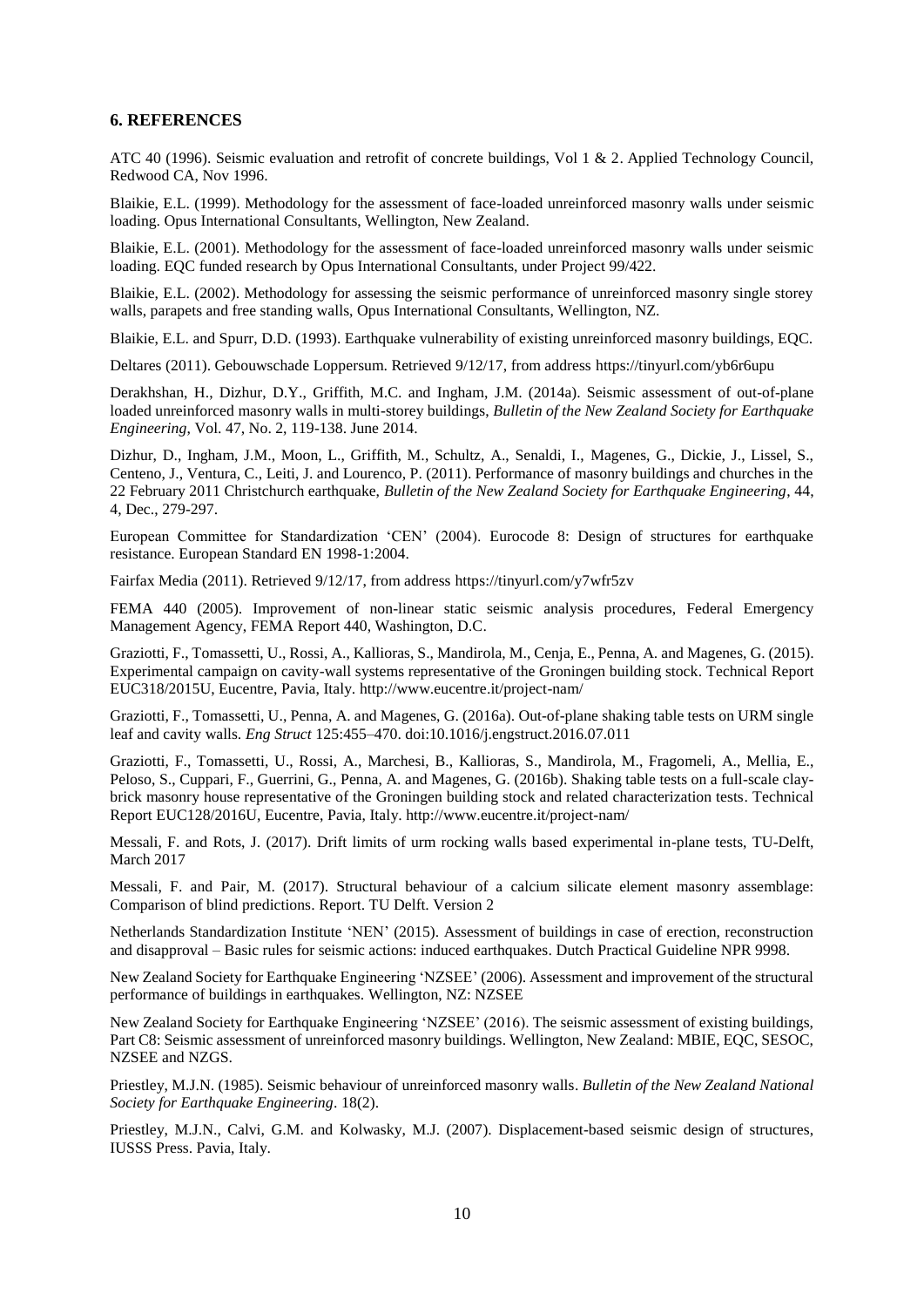## 6. REFERENCES

ATC 40 (1996). Seismic evaluation and retrofit of concrete buildings, Vol 1 & 2. Applied Technology Council, Redwood CA, Nov 1996.

Blaikie, E.L. (1999). Methodology for the assessment of face-loaded unreinforced masonry walls under seismic loading. Opus International Consultants, Wellington, New Zealand.

Blaikie, E.L. (2001). Methodology for the assessment of face-loaded unreinforced masonry walls under seismic loading. EQC funded research by Opus International Consultants, under Project 99/422.

Blaikie, E.L. (2002). Methodology for assessing the seismic performance of unreinforced masonry single storey walls, parapets and free standing walls, Opus International Consultants, Wellington, NZ.

Blaikie, E.L. and Spurr, D.D. (1993). Earthquake vulnerability of existing unreinforced masonry buildings, EQC.

Deltares (2011). Gebouwschade Loppersum. Retrieved 9/12/17, from address https://tinyurl.com/yb6r6upu

Derakhshan, H., Dizhur, D.Y., Griffith, M.C. and Ingham, J.M. (2014a). Seismic assessment of out-of-plane loaded unreinforced masonry walls in multi-storey buildings, *Bulletin of the New Zealand Society for Earthquake Engineering*, Vol. 47, No. 2, 119-138. June 2014.

Dizhur, D., Ingham, J.M., Moon, L., Griffith, M., Schultz, A., Senaldi, I., Magenes, G., Dickie, J., Lissel, S., Centeno, J., Ventura, C., Leiti, J. and Lourenco, P. (2011). Performance of masonry buildings and churches in the 22 February 2011 Christchurch earthquake, *Bulletin of the New Zealand Society for Earthquake Engineering*, 44, 4, Dec., 279-297.

European Committee for Standardization 'CEN' (2004). Eurocode 8: Design of structures for earthquake resistance. European Standard EN 1998-1:2004.

Fairfax Media (2011). Retrieved 9/12/17, from address https://tinyurl.com/y7wfr5zv

FEMA 440 (2005). Improvement of non-linear static seismic analysis procedures, Federal Emergency Management Agency, FEMA Report 440, Washington, D.C.

Graziotti, F., Tomassetti, U., Rossi, A., Kallioras, S., Mandirola, M., Cenja, E., Penna, A. and Magenes, G. (2015). Experimental campaign on cavity-wall systems representative of the Groningen building stock. Technical Report EUC318/2015U, Eucentre, Pavia, Italy. http://www.eucentre.it/project-nam/

Graziotti, F., Tomassetti, U., Penna, A. and Magenes, G. (2016a). Out-of-plane shaking table tests on URM single leaf and cavity walls. *Eng Struct* 125:455–470. doi:10.1016/j.engstruct.2016.07.011

Graziotti, F., Tomassetti, U., Rossi, A., Marchesi, B., Kallioras, S., Mandirola, M., Fragomeli, A., Mellia, E., Peloso, S., Cuppari, F., Guerrini, G., Penna, A. and Magenes, G. (2016b). Shaking table tests on a full-scale clay-brick masonry house representative of the Groningen building stock and related characterization tests. Technical Report EUC128/2016U, Eucentre, Pavia, Italy. http://www.eucentre.it/project-nam/

Messali, F. and Rots, J. (2017). Drift limits of urm rocking walls based experimental in-plane tests, TU-Delft, March 2017

Messali, F. and Pair, M. (2017). Structural behaviour of a calcium silicate element masonry assemblage: Comparison of blind predictions. Report. TU Delft. Version 2

Netherlands Standardization Institute 'NEN' (2015). Assessment of buildings in case of erection, reconstruction and disapproval – Basic rules for seismic actions: induced earthquakes. Dutch Practical Guideline NPR 9998.

New Zealand Society for Earthquake Engineering 'NZSEE' (2006). Assessment and improvement of the structural performance of buildings in earthquakes. Wellington, NZ: NZSEE

New Zealand Society for Earthquake Engineering 'NZSEE' (2016). The seismic assessment of existing buildings, Part C8: Seismic assessment of unreinforced masonry buildings. Wellington, New Zealand: MBIE, EQC, SESOC, NZSEE and NZGS.

Priestley, M.J.N. (1985). Seismic behaviour of unreinforced masonry walls. *Bulletin of the New Zealand National Society for Earthquake Engineering*. 18(2).

Priestley, M.J.N., Calvi, G.M. and Kolwasky, M.J. (2007). Displacement-based seismic design of structures, IUSSS Press. Pavia, Italy.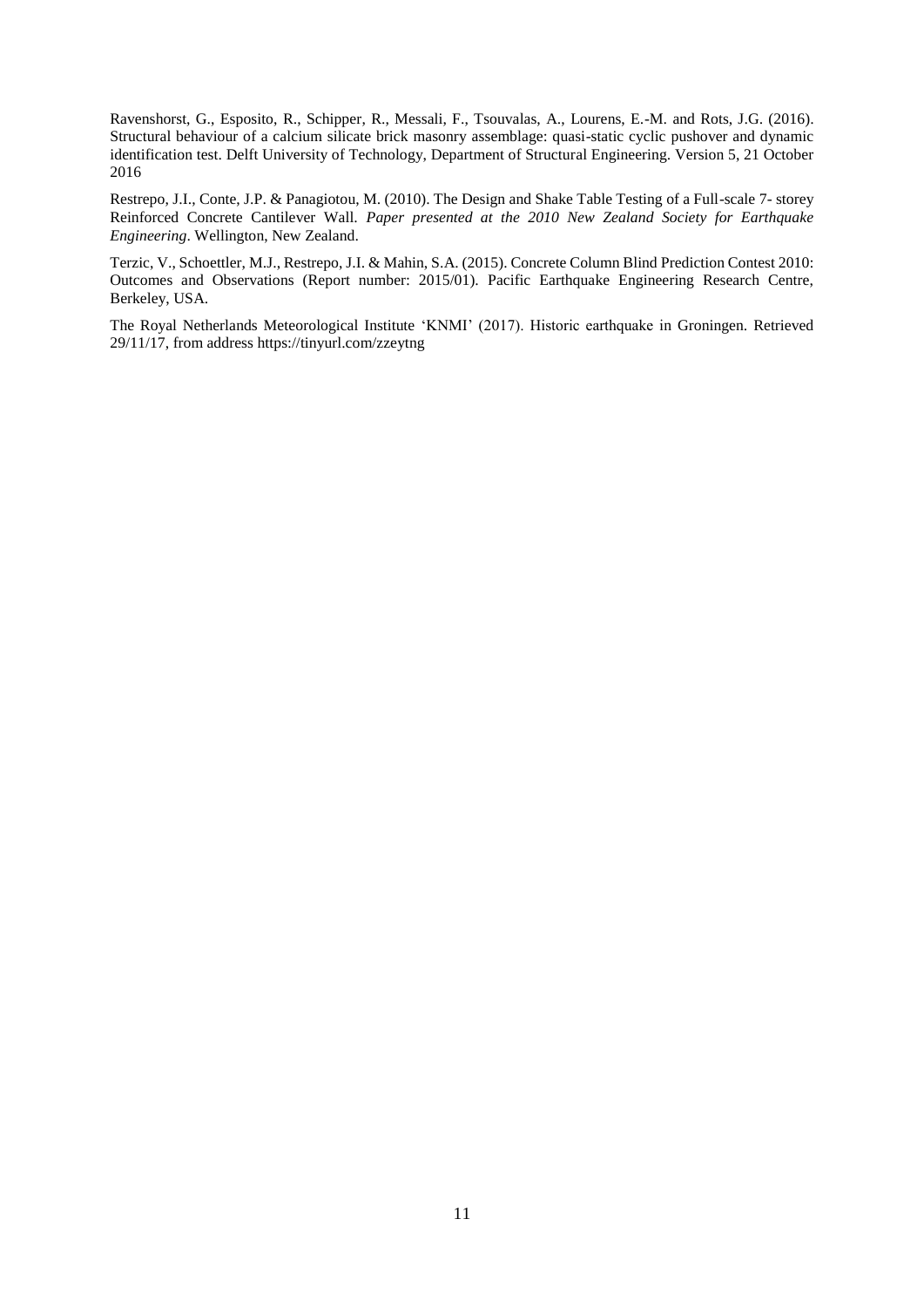Ravenshorst, G., Esposito, R., Schipper, R., Messali, F., Tsouvalas, A., Lourens, E.-M. and Rots, J.G. (2016). Structural behaviour of a calcium silicate brick masonry assemblage: quasi-static cyclic pushover and dynamic identification test. Delft University of Technology, Department of Structural Engineering. Version 5, 21 October 2016

Restrepo, J.I., Conte, J.P. & Panagiotou, M. (2010). The Design and Shake Table Testing of a Full-scale 7- storey Reinforced Concrete Cantilever Wall. *Paper presented at the 2010 New Zealand Society for Earthquake Engineering*. Wellington, New Zealand.

Terzic, V., Schoettler, M.J., Restrepo, J.I. & Mahin, S.A. (2015). Concrete Column Blind Prediction Contest 2010: Outcomes and Observations (Report number: 2015/01). Pacific Earthquake Engineering Research Centre, Berkeley, USA.

The Royal Netherlands Meteorological Institute 'KNMI' (2017). Historic earthquake in Groningen. Retrieved 29/11/17, from address https://tinyurl.com/zzeytng